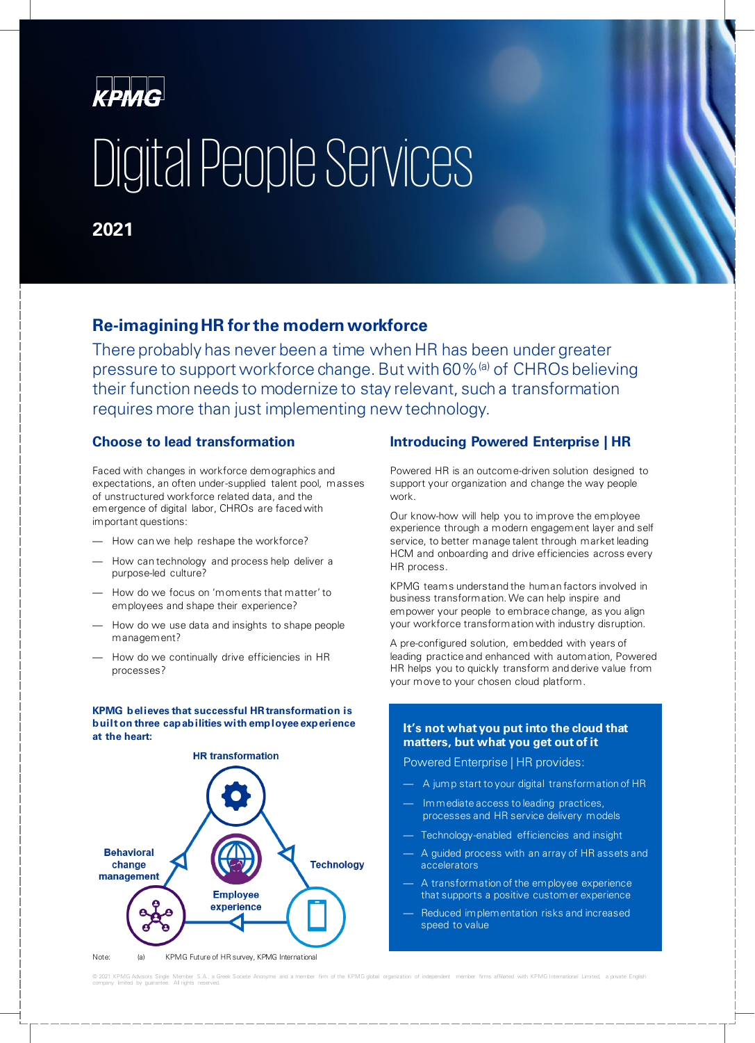KPMG

# Digital People Services

**2021**

## Re-imagining HR for the modern workforce

There probably has never been a time when HR has been under greater pressure to support workforce change. But with 60%[a] of CHROs believing their function needs to modernize to stay relevant, such a transformation requires more than just implementing new technology.

### Choose to lead transformation

Faced with changes in workforce demographics and expectations, an often under-supplied talent pool, masses of unstructured workforce related data, and the emergence of digital labor, CHROs are faced with important questions:

- How can we help reshape the workforce?
- How can technology and process help deliver a purpose-led culture?
- How do we focus on 'moments that matter' to employees and shape their experience?
- How do we use data and insights to shape people management?
- How do we continually drive efficiencies in HR processes?

**KPMG believes that successful HR transformation is built on three capabilities with employee experience at the heart:**

HR transformation

Behavioral change management

Technology

Employee experience

Note: (a) KPMG Future of HR survey, KPMG International

### Introducing Powered Enterprise | HR

Powered HR is an outcome-driven solution designed to support your organization and change the way people work.

Our know-how will help you to improve the employee experience through a modern engagement layer and self service, to better manage talent through market leading HCM and onboarding and drive efficiencies across every HR process.

KPMG teams understand the human factors involved in business transformation. We can help inspire and empower your people to embrace change, as you align your workforce transformation with industry disruption.

A pre-configured solution, embedded with years of leading practice and enhanced with automation, Powered HR helps you to quickly transform and derive value from your move to your chosen cloud platform.

**It's not what you put into the cloud that matters, but what you get out of it**

Powered Enterprise | HR provides:

- A jump start to your digital transformation of HR
- Immediate access to leading practices, processes and HR service delivery models
- Technology-enabled efficiencies and insight
- A guided process with an array of HR assets and accelerators
- A transformation of the employee experience that supports a positive customer experience
- Reduced implementation risks and increased speed to value

© 2021 KPMG Advisors Single Member S.A., a Greek Societe Anonyme and a member firm of the KPMG global organization of independent member firms affiliated with KPMG International Limited, a private English company limited by guarantee. All rights reserved.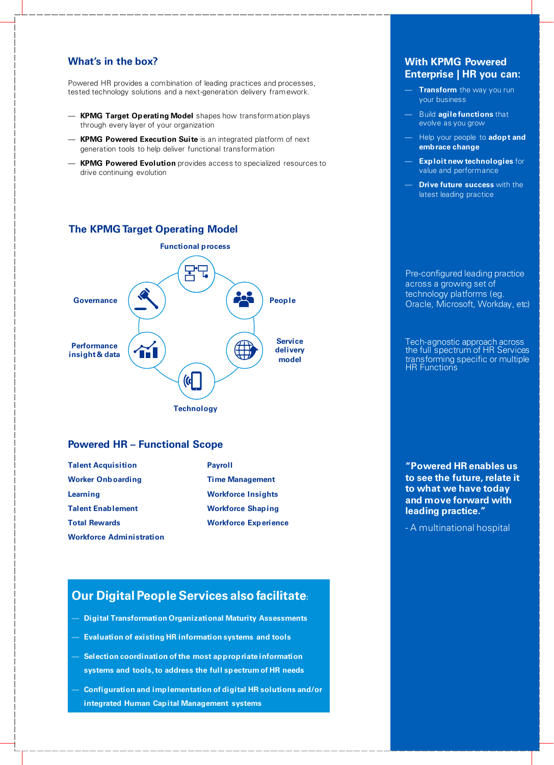## What's in the box?

Powered HR provides a combination of leading practices and processes, tested technology solutions and a next-generation delivery framework.

- **KPMG Target Operating Model** shapes how transformation plays through every layer of your organization
- **KPMG Powered Execution Suite** is an integrated platform of next generation tools to help deliver functional transformation
- **KPMG Powered Evolution** provides access to specialized resources to drive continuing evolution

## The KPMG Target Operating Model

Functional process

People

Service delivery model

Technology

Performance insight & data

Governance

## Powered HR – Functional Scope

**Talent Acquisition**
**Worker Onboarding**
**Learning**
**Talent Enablement**
**Total Rewards**
**Workforce Administration**
**Payroll**
**Time Management**
**Workforce Insights**
**Workforce Shaping**
**Workforce Experience**

## Our Digital People Services also facilitate:

- **Digital Transformation Organizational Maturity Assessments**
- **Evaluation of existing HR information systems and tools**
- **Selection coordination of the most appropriate information systems and tools, to address the full spectrum of HR needs**
- **Configuration and implementation of digital HR solutions and/or integrated Human Capital Management systems**

## With KPMG Powered Enterprise | HR you can:

- **Transform** the way you run your business
- Build **agile functions** that evolve as you grow
- Help your people to **adopt and embrace change**
- **Exploit new technologies** for value and performance
- **Drive future success** with the latest leading practice

Pre-configured leading practice across a growing set of technology platforms (eg. Oracle, Microsoft, Workday, etc)

Tech-agnostic approach across the full spectrum of HR Services transforming specific or multiple HR Functions

**"Powered HR enables us to see the future, relate it to what we have today and move forward with leading practice."**

- A multinational hospital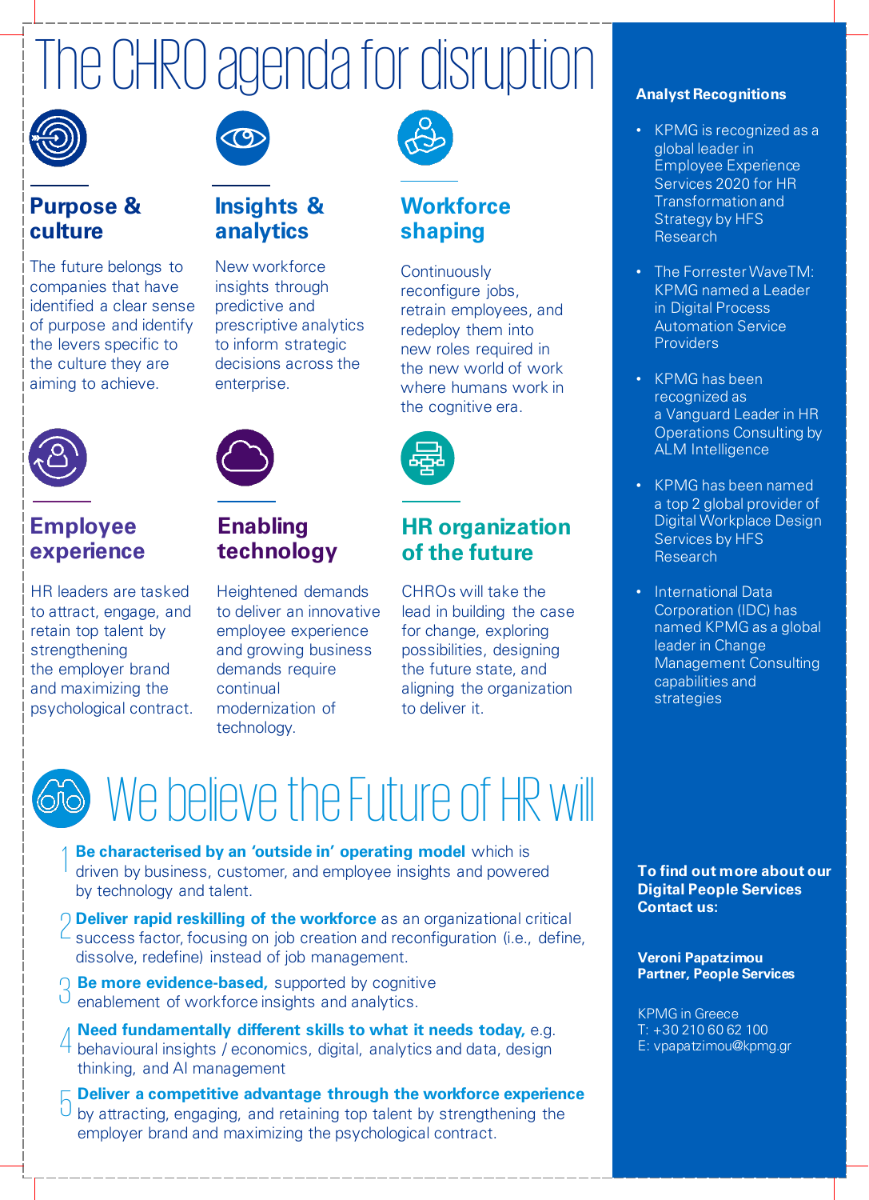# The CHRO agenda for disruption

## Purpose & culture

The future belongs to companies that have identified a clear sense of purpose and identify the levers specific to the culture they are aiming to achieve.

## Insights & analytics

New workforce insights through predictive and prescriptive analytics to inform strategic decisions across the enterprise.

## Workforce shaping

Continuously reconfigure jobs, retrain employees, and redeploy them into new roles required in the new world of work where humans work in the cognitive era.

## Employee experience

HR leaders are tasked to attract, engage, and retain top talent by strengthening the employer brand and maximizing the psychological contract.

## Enabling technology

Heightened demands to deliver an innovative employee experience and growing business demands require continual modernization of technology.

## HR organization of the future

CHROs will take the lead in building the case for change, exploring possibilities, designing the future state, and aligning the organization to deliver it.

# We believe the Future of HR will

1. **Be characterised by an 'outside in' operating model** which is driven by business, customer, and employee insights and powered by technology and talent.
2. **Deliver rapid reskilling of the workforce** as an organizational critical success factor, focusing on job creation and reconfiguration (i.e., define, dissolve, redefine) instead of job management.
3. **Be more evidence-based,** supported by cognitive enablement of workforce insights and analytics.
4. **Need fundamentally different skills to what it needs today,** e.g. behavioural insights / economics, digital, analytics and data, design thinking, and AI management
5. **Deliver a competitive advantage through the workforce experience** by attracting, engaging, and retaining top talent by strengthening the employer brand and maximizing the psychological contract.

**Analyst Recognitions**

- KPMG is recognized as a global leader in Employee Experience Services 2020 for HR Transformation and Strategy by HFS Research
- The Forrester WaveTM: KPMG named a Leader in Digital Process Automation Service Providers
- KPMG has been recognized as a Vanguard Leader in HR Operations Consulting by ALM Intelligence
- KPMG has been named a top 2 global provider of Digital Workplace Design Services by HFS Research
- International Data Corporation (IDC) has named KPMG as a global leader in Change Management Consulting capabilities and strategies

**To find out more about our Digital People Services Contact us:**

**Veroni Papatzimou**
**Partner, People Services**

KPMG in Greece
T: +30 210 60 62 100
E: vpapatzimou@kpmg.gr